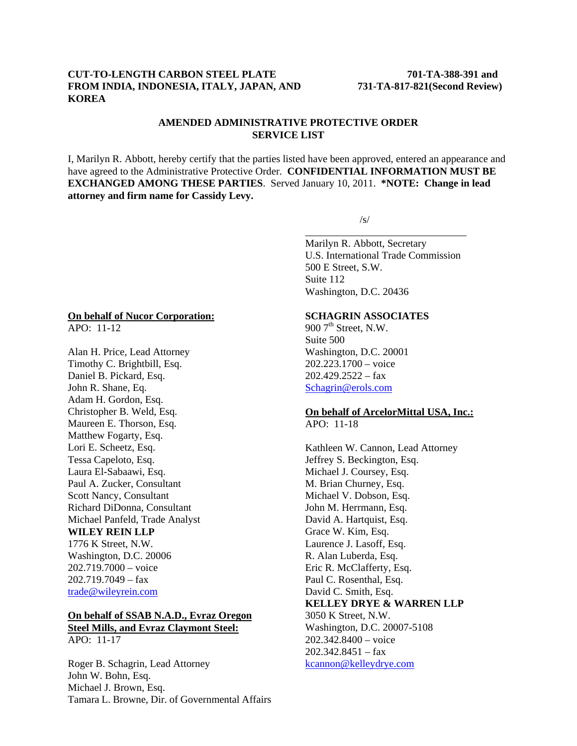**CUT-TO-LENGTH CARBON STEEL PLATE FROM INDIA, INDONESIA, ITALY, JAPAN, AND KOREA**

**701-TA-388-391 and 731-TA-817-821(Second Review)**

## AMENDED ADMINISTRATIVE PROTECTIVE ORDER SERVICE LIST

I, Marilyn R. Abbott, hereby certify that the parties listed have been approved, entered an appearance and have agreed to the Administrative Protective Order. **CONFIDENTIAL INFORMATION MUST BE EXCHANGED AMONG THESE PARTIES**. Served January 10, 2011. ***NOTE: Change in lead attorney and firm name for Cassidy Levy.**

/s/

Marilyn R. Abbott, Secretary
U.S. International Trade Commission
500 E Street, S.W.
Suite 112
Washington, D.C. 20436

**On behalf of Nucor Corporation:**
APO: 11-12

Alan H. Price, Lead Attorney
Timothy C. Brightbill, Esq.
Daniel B. Pickard, Esq.
John R. Shane, Eq.
Adam H. Gordon, Esq.
Christopher B. Weld, Esq.
Maureen E. Thorson, Esq.
Matthew Fogarty, Esq.
Lori E. Scheetz, Esq.
Tessa Capeloto, Esq.
Laura El-Sabaawi, Esq.
Paul A. Zucker, Consultant
Scott Nancy, Consultant
Richard DiDonna, Consultant
Michael Panfeld, Trade Analyst
**WILEY REIN LLP**
1776 K Street, N.W.
Washington, D.C. 20006
202.719.7000 – voice
202.719.7049 – fax
trade@wileyrein.com

**On behalf of SSAB N.A.D., Evraz Oregon Steel Mills, and Evraz Claymont Steel:**
APO: 11-17

Roger B. Schagrin, Lead Attorney
John W. Bohn, Esq.
Michael J. Brown, Esq.
Tamara L. Browne, Dir. of Governmental Affairs
**SCHAGRIN ASSOCIATES**
900 7th Street, N.W.
Suite 500
Washington, D.C. 20001
202.223.1700 – voice
202.429.2522 – fax
Schagrin@erols.com

**On behalf of ArcelorMittal USA, Inc.:**
APO: 11-18

Kathleen W. Cannon, Lead Attorney
Jeffrey S. Beckington, Esq.
Michael J. Coursey, Esq.
M. Brian Churney, Esq.
Michael V. Dobson, Esq.
John M. Herrmann, Esq.
David A. Hartquist, Esq.
Grace W. Kim, Esq.
Laurence J. Lasoff, Esq.
R. Alan Luberda, Esq.
Eric R. McClafferty, Esq.
Paul C. Rosenthal, Esq.
David C. Smith, Esq.
**KELLEY DRYE & WARREN LLP**
3050 K Street, N.W.
Washington, D.C. 20007-5108
202.342.8400 – voice
202.342.8451 – fax
kcannon@kelleydrye.com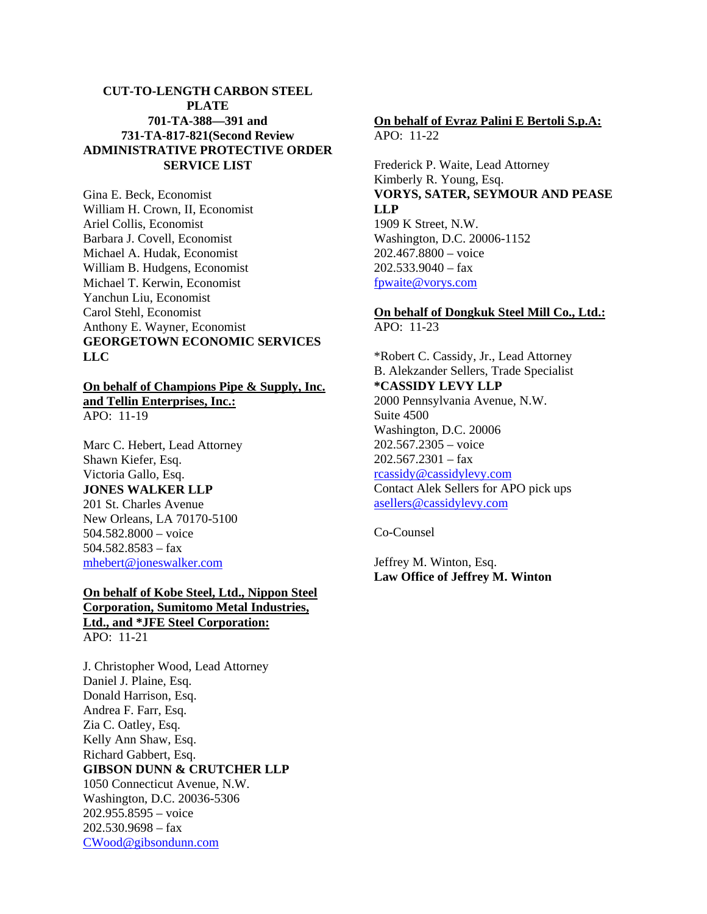**CUT-TO-LENGTH CARBON STEEL PLATE**
**701-TA-388—391 and 731-TA-817-821(Second Review**
**ADMINISTRATIVE PROTECTIVE ORDER SERVICE LIST**

Gina E. Beck, Economist
William H. Crown, II, Economist
Ariel Collis, Economist
Barbara J. Covell, Economist
Michael A. Hudak, Economist
William B. Hudgens, Economist
Michael T. Kerwin, Economist
Yanchun Liu, Economist
Carol Stehl, Economist
Anthony E. Wayner, Economist
**GEORGETOWN ECONOMIC SERVICES LLC**

**On behalf of Champions Pipe & Supply, Inc. and Tellin Enterprises, Inc.:**
APO: 11-19

Marc C. Hebert, Lead Attorney
Shawn Kiefer, Esq.
Victoria Gallo, Esq.
**JONES WALKER LLP**
201 St. Charles Avenue
New Orleans, LA 70170-5100
504.582.8000 – voice
504.582.8583 – fax
mhebert@joneswalker.com

**On behalf of Kobe Steel, Ltd., Nippon Steel Corporation, Sumitomo Metal Industries, Ltd., and *JFE Steel Corporation:**
APO: 11-21

J. Christopher Wood, Lead Attorney
Daniel J. Plaine, Esq.
Donald Harrison, Esq.
Andrea F. Farr, Esq.
Zia C. Oatley, Esq.
Kelly Ann Shaw, Esq.
Richard Gabbert, Esq.
**GIBSON DUNN & CRUTCHER LLP**
1050 Connecticut Avenue, N.W.
Washington, D.C. 20036-5306
202.955.8595 – voice
202.530.9698 – fax
CWood@gibsondunn.com

**On behalf of Evraz Palini E Bertoli S.p.A:**
APO: 11-22

Frederick P. Waite, Lead Attorney
Kimberly R. Young, Esq.
**VORYS, SATER, SEYMOUR AND PEASE LLP**
1909 K Street, N.W.
Washington, D.C. 20006-1152
202.467.8800 – voice
202.533.9040 – fax
fpwaite@vorys.com

**On behalf of Dongkuk Steel Mill Co., Ltd.:**
APO: 11-23

*Robert C. Cassidy, Jr., Lead Attorney
B. Alekzander Sellers, Trade Specialist
***CASSIDY LEVY LLP**
2000 Pennsylvania Avenue, N.W.
Suite 4500
Washington, D.C. 20006
202.567.2305 – voice
202.567.2301 – fax
rcassidy@cassidylevy.com
Contact Alek Sellers for APO pick ups
asellers@cassidylevy.com

Co-Counsel

Jeffrey M. Winton, Esq.
**Law Office of Jeffrey M. Winton**